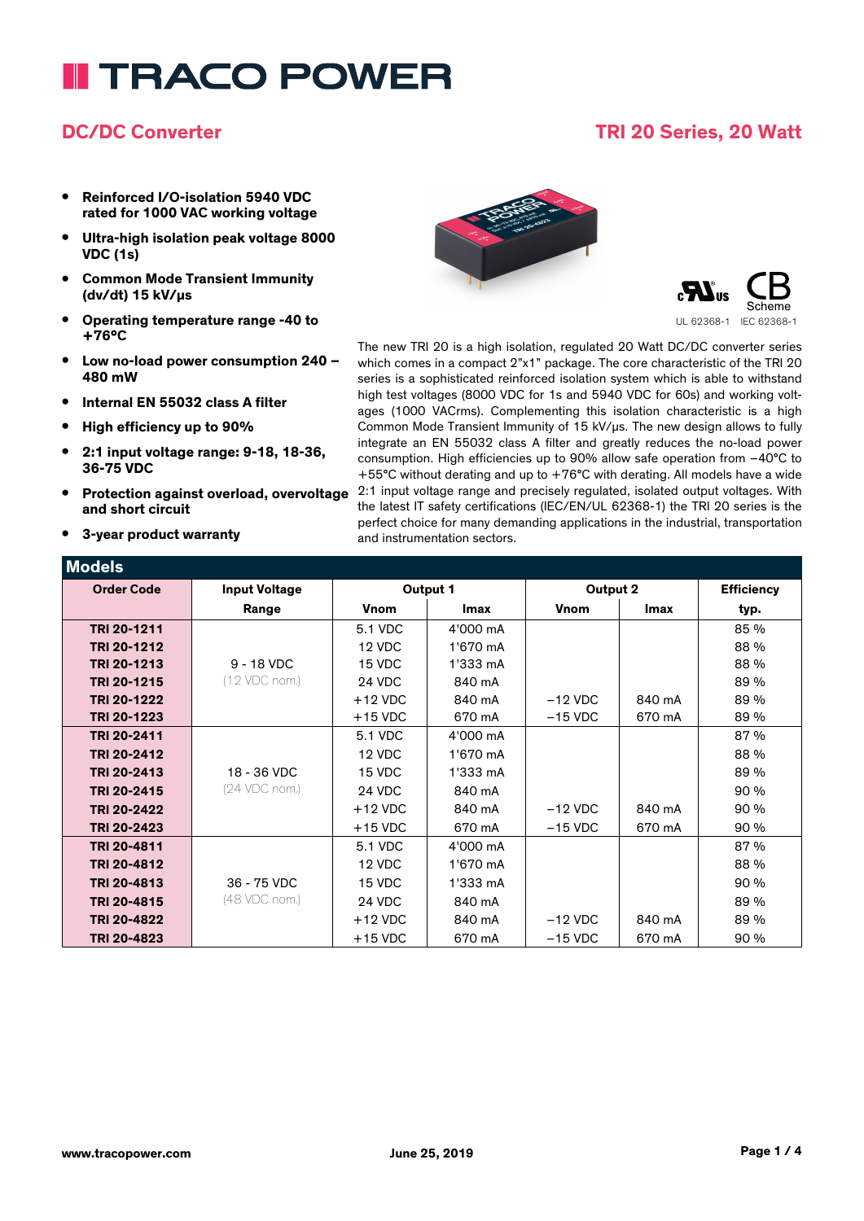# TRACO POWER

## DC/DC Converter

## TRI 20 Series, 20 Watt

- **Reinforced I/O-isolation 5940 VDC rated for 1000 VAC working voltage**
- **Ultra-high isolation peak voltage 8000 VDC (1s)**
- **Common Mode Transient Immunity (dv/dt) 15 kV/µs**
- **Operating temperature range -40 to +76°C**
- **Low no-load power consumption 240 – 480 mW**
- **Internal EN 55032 class A filter**
- **High efficiency up to 90%**
- **2:1 input voltage range: 9-18, 18-36, 36-75 VDC**
- **Protection against overload, overvoltage and short circuit**
- **3-year product warranty**

UL 62368-1 IEC 62368-1

The new TRI 20 is a high isolation, regulated 20 Watt DC/DC converter series which comes in a compact 2"x1" package. The core characteristic of the TRI 20 series is a sophisticated reinforced isolation system which is able to withstand high test voltages (8000 VDC for 1s and 5940 VDC for 60s) and working voltages (1000 VACrms). Complementing this isolation characteristic is a high Common Mode Transient Immunity of 15 kV/µs. The new design allows to fully integrate an EN 55032 class A filter and greatly reduces the no-load power consumption. High efficiencies up to 90% allow safe operation from –40°C to +55°C without derating and up to +76°C with derating. All models have a wide 2:1 input voltage range and precisely regulated, isolated output voltages. With the latest IT safety certifications (IEC/EN/UL 62368-1) the TRI 20 series is the perfect choice for many demanding applications in the industrial, transportation and instrumentation sectors.

## Models

| Order Code | Input Voltage Range | Output 1 | | Output 2 | | Efficiency |
|---|---|---|---|---|---|---|
| | | Vnom | Imax | Vnom | Imax | typ. |
| **TRI 20-1211** | 9 - 18 VDC (12 VDC nom.) | 5.1 VDC | 4'000 mA | | | 85 % |
| **TRI 20-1212** | | 12 VDC | 1'670 mA | | | 88 % |
| **TRI 20-1213** | | 15 VDC | 1'333 mA | | | 88 % |
| **TRI 20-1215** | | 24 VDC | 840 mA | | | 89 % |
| **TRI 20-1222** | | +12 VDC | 840 mA | –12 VDC | 840 mA | 89 % |
| **TRI 20-1223** | | +15 VDC | 670 mA | –15 VDC | 670 mA | 89 % |
| **TRI 20-2411** | 18 - 36 VDC (24 VDC nom.) | 5.1 VDC | 4'000 mA | | | 87 % |
| **TRI 20-2412** | | 12 VDC | 1'670 mA | | | 88 % |
| **TRI 20-2413** | | 15 VDC | 1'333 mA | | | 89 % |
| **TRI 20-2415** | | 24 VDC | 840 mA | | | 90 % |
| **TRI 20-2422** | | +12 VDC | 840 mA | –12 VDC | 840 mA | 90 % |
| **TRI 20-2423** | | +15 VDC | 670 mA | –15 VDC | 670 mA | 90 % |
| **TRI 20-4811** | 36 - 75 VDC (48 VDC nom.) | 5.1 VDC | 4'000 mA | | | 87 % |
| **TRI 20-4812** | | 12 VDC | 1'670 mA | | | 88 % |
| **TRI 20-4813** | | 15 VDC | 1'333 mA | | | 90 % |
| **TRI 20-4815** | | 24 VDC | 840 mA | | | 89 % |
| **TRI 20-4822** | | +12 VDC | 840 mA | –12 VDC | 840 mA | 89 % |
| **TRI 20-4823** | | +15 VDC | 670 mA | –15 VDC | 670 mA | 90 % |

www.tracopower.com June 25, 2019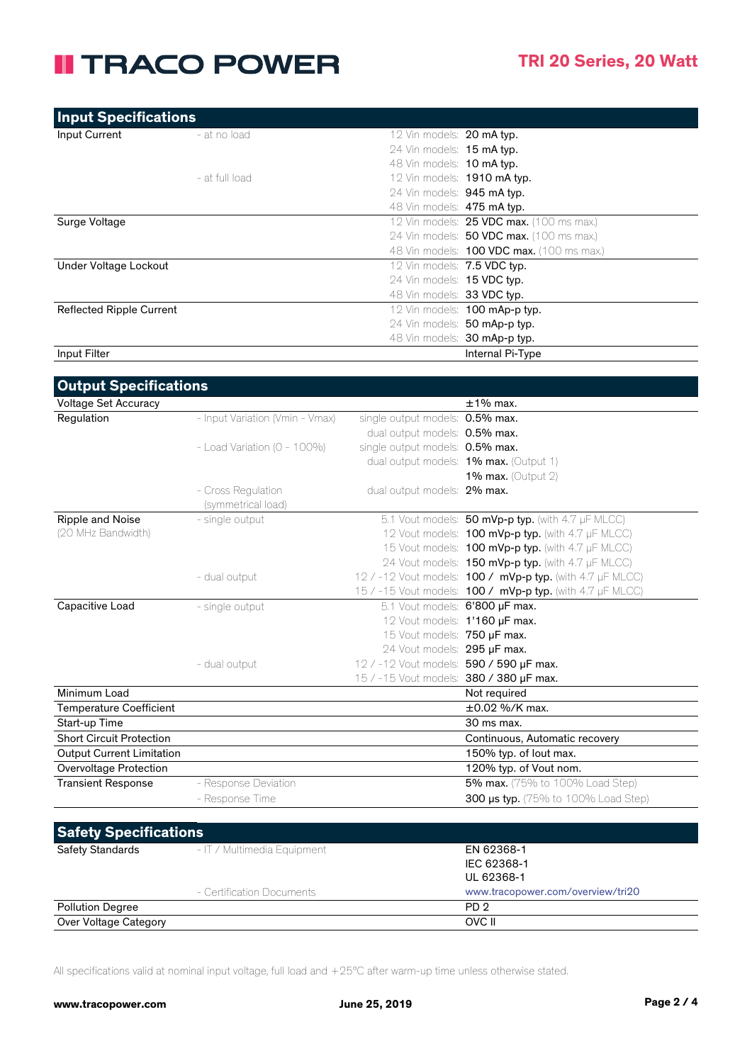## Input Specifications

| | | | |
|---|---|---|---|
| Input Current | - at no load | 12 Vin models: | **20 mA typ.** |
| | | 24 Vin models: | **15 mA typ.** |
| | | 48 Vin models: | **10 mA typ.** |
| | - at full load | 12 Vin models: | **1910 mA typ.** |
| | | 24 Vin models: | **945 mA typ.** |
| | | 48 Vin models: | **475 mA typ.** |
| Surge Voltage | | 12 Vin models: | **25 VDC max.** (100 ms max.) |
| | | 24 Vin models: | **50 VDC max.** (100 ms max.) |
| | | 48 Vin models: | **100 VDC max.** (100 ms max.) |
| Under Voltage Lockout | | 12 Vin models: | **7.5 VDC typ.** |
| | | 24 Vin models: | **15 VDC typ.** |
| | | 48 Vin models: | **33 VDC typ.** |
| Reflected Ripple Current | | 12 Vin models: | **100 mAp-p typ.** |
| | | 24 Vin models: | **50 mAp-p typ.** |
| | | 48 Vin models: | **30 mAp-p typ.** |
| Input Filter | | | Internal Pi-Type |

## Output Specifications

| | | | |
|---|---|---|---|
| Voltage Set Accuracy | | | ±1% max. |
| Regulation | - Input Variation (Vmin - Vmax) | single output models: | **0.5% max.** |
| | | dual output models: | **0.5% max.** |
| | - Load Variation (0 - 100%) | single output models: | **0.5% max.** |
| | | dual output models: | **1% max.** (Output 1) |
| | | | **1% max.** (Output 2) |
| | - Cross Regulation (symmetrical load) | dual output models: | **2% max.** |
| Ripple and Noise (20 MHz Bandwidth) | - single output | 5.1 Vout models: | **50 mVp-p typ.** (with 4.7 µF MLCC) |
| | | 12 Vout models: | **100 mVp-p typ.** (with 4.7 µF MLCC) |
| | | 15 Vout models: | **100 mVp-p typ.** (with 4.7 µF MLCC) |
| | | 24 Vout models: | **150 mVp-p typ.** (with 4.7 µF MLCC) |
| | - dual output | 12 / -12 Vout models: | **100 / mVp-p typ.** (with 4.7 µF MLCC) |
| | | 15 / -15 Vout models: | **100 / mVp-p typ.** (with 4.7 µF MLCC) |
| Capacitive Load | - single output | 5.1 Vout models: | **6'800 µF max.** |
| | | 12 Vout models: | **1'160 µF max.** |
| | | 15 Vout models: | **750 µF max.** |
| | | 24 Vout models: | **295 µF max.** |
| | - dual output | 12 / -12 Vout models: | **590 / 590 µF max.** |
| | | 15 / -15 Vout models: | **380 / 380 µF max.** |
| Minimum Load | | | Not required |
| Temperature Coefficient | | | ±0.02 %/K max. |
| Start-up Time | | | 30 ms max. |
| Short Circuit Protection | | | Continuous, Automatic recovery |
| Output Current Limitation | | | 150% typ. of Iout max. |
| Overvoltage Protection | | | 120% typ. of Vout nom. |
| Transient Response | - Response Deviation | | **5% max.** (75% to 100% Load Step) |
| | - Response Time | | **300 µs typ.** (75% to 100% Load Step) |

## Safety Specifications

| | | |
|---|---|---|
| Safety Standards | - IT / Multimedia Equipment | EN 62368-1<br>IEC 62368-1<br>UL 62368-1 |
| | - Certification Documents | www.tracopower.com/overview/tri20 |
| Pollution Degree | | PD 2 |
| Over Voltage Category | | OVC II |

All specifications valid at nominal input voltage, full load and +25°C after warm-up time unless otherwise stated.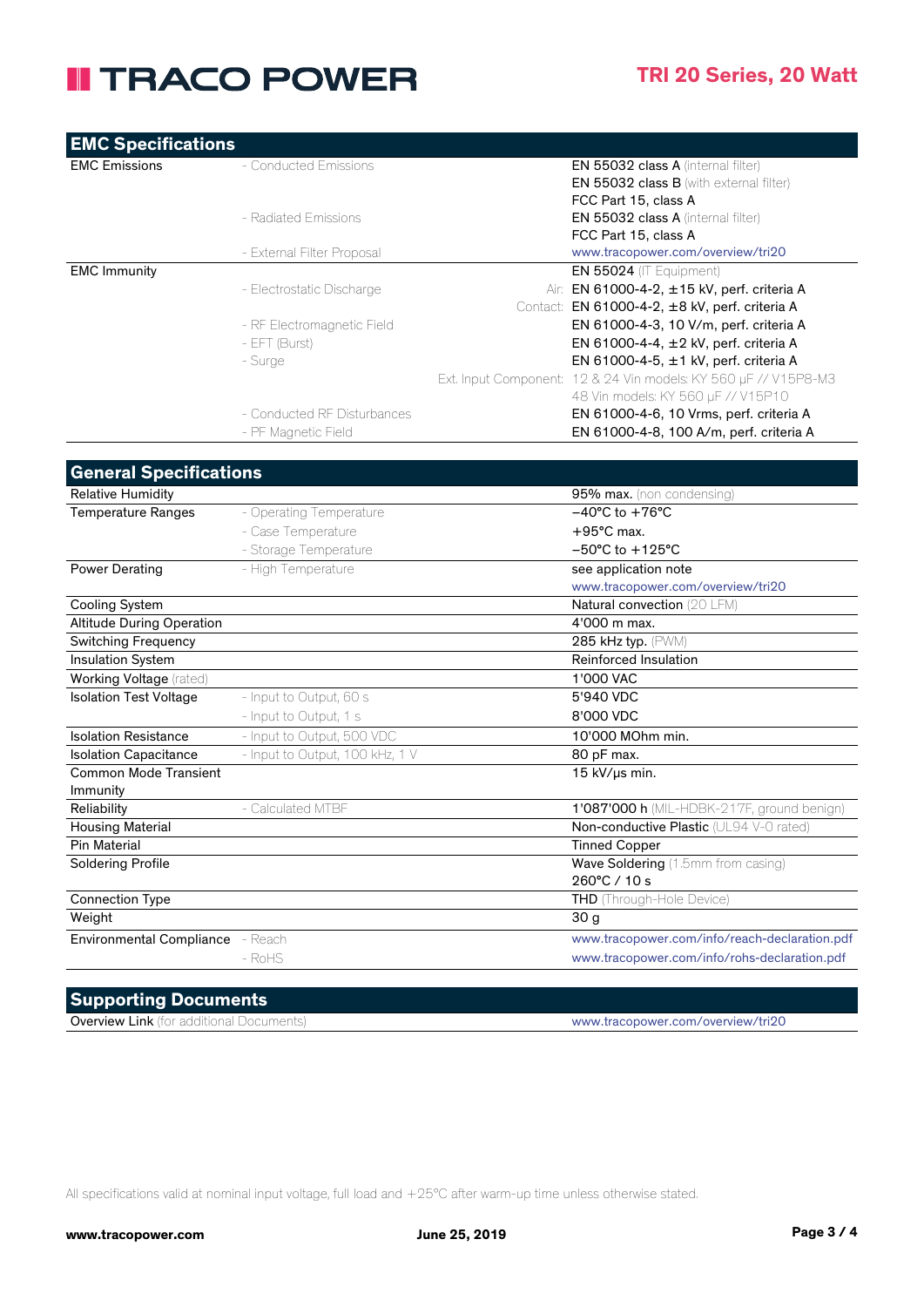## EMC Specifications

| | | | |
|---|---|---|---|
| EMC Emissions | - Conducted Emissions | | **EN 55032 class A** (internal filter) |
| | | | **EN 55032 class B** (with external filter) |
| | | | FCC Part 15, class A |
| | - Radiated Emissions | | **EN 55032 class A** (internal filter) |
| | | | FCC Part 15, class A |
| | - External Filter Proposal | | www.tracopower.com/overview/tri20 |
| EMC Immunity | | | **EN 55024** (IT Equipment) |
| | - Electrostatic Discharge | Air: | EN 61000-4-2, ±15 kV, perf. criteria A |
| | | Contact: | EN 61000-4-2, ±8 kV, perf. criteria A |
| | - RF Electromagnetic Field | | EN 61000-4-3, 10 V/m, perf. criteria A |
| | - EFT (Burst) | | EN 61000-4-4, ±2 kV, perf. criteria A |
| | - Surge | | EN 61000-4-5, ±1 kV, perf. criteria A |
| | | Ext. Input Component: | 12 & 24 Vin models: KY 560 µF // V15P8-M3 |
| | | | 48 Vin models: KY 560 µF // V15P10 |
| | - Conducted RF Disturbances | | EN 61000-4-6, 10 Vrms, perf. criteria A |
| | - PF Magnetic Field | | EN 61000-4-8, 100 A/m, perf. criteria A |

## General Specifications

| | | |
|---|---|---|
| Relative Humidity | | **95% max.** (non condensing) |
| Temperature Ranges | - Operating Temperature | −40°C to +76°C |
| | - Case Temperature | +95°C max. |
| | - Storage Temperature | −50°C to +125°C |
| Power Derating | - High Temperature | see application note |
| | | www.tracopower.com/overview/tri20 |
| Cooling System | | Natural convection (20 LFM) |
| Altitude During Operation | | 4'000 m max. |
| Switching Frequency | | 285 kHz typ. (PWM) |
| Insulation System | | Reinforced Insulation |
| Working Voltage (rated) | | 1'000 VAC |
| Isolation Test Voltage | - Input to Output, 60 s | 5'940 VDC |
| | - Input to Output, 1 s | 8'000 VDC |
| Isolation Resistance | - Input to Output, 500 VDC | 10'000 MOhm min. |
| Isolation Capacitance | - Input to Output, 100 kHz, 1 V | 80 pF max. |
| Common Mode Transient Immunity | | 15 kV/µs min. |
| Reliability | - Calculated MTBF | **1'087'000 h** (MIL-HDBK-217F, ground benign) |
| Housing Material | | Non-conductive Plastic (UL94 V-0 rated) |
| Pin Material | | Tinned Copper |
| Soldering Profile | | Wave Soldering (1.5mm from casing) |
| | | 260°C / 10 s |
| Connection Type | | **THD** (Through-Hole Device) |
| Weight | | 30 g |
| Environmental Compliance | - Reach | www.tracopower.com/info/reach-declaration.pdf |
| | - RoHS | www.tracopower.com/info/rohs-declaration.pdf |

## Supporting Documents

| | |
|---|---|
| **Overview Link** (for additional Documents) | www.tracopower.com/overview/tri20 |

All specifications valid at nominal input voltage, full load and +25°C after warm-up time unless otherwise stated.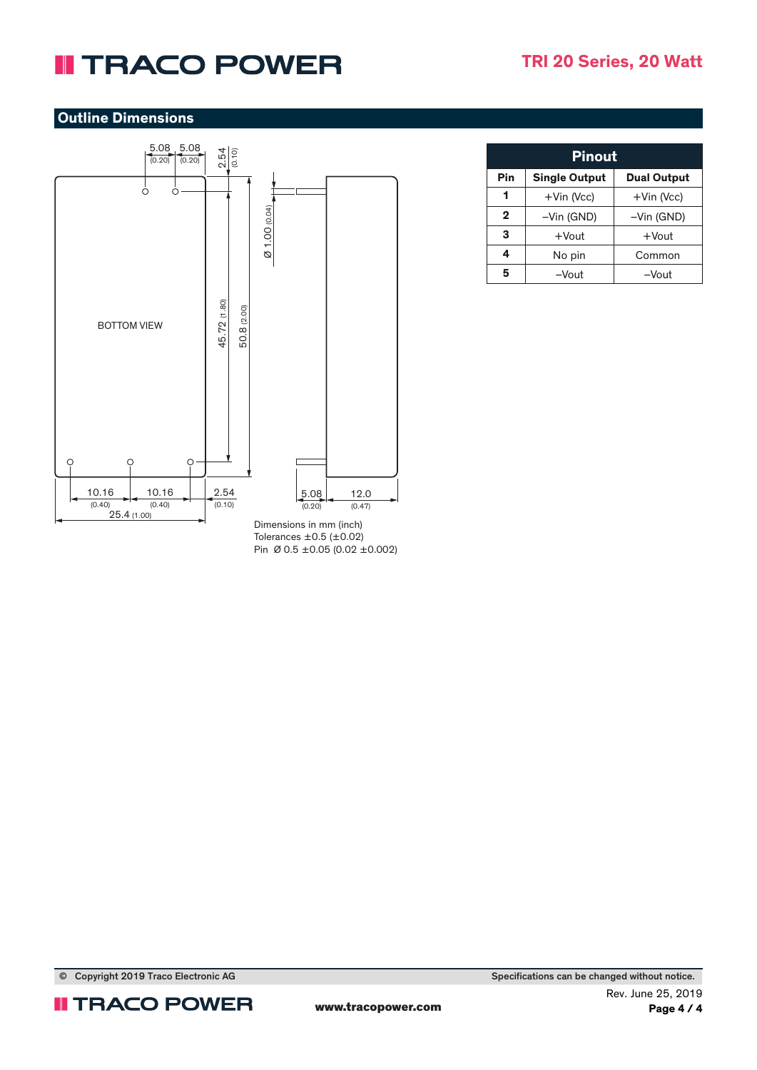## Outline Dimensions

BOTTOM VIEW

5.08 (0.20)
5.08 (0.20)
2.54 (0.10)
45.72 (1.80)
50.8 (2.00)
Ø 1.00 (0.04)
10.16 (0.40)
10.16 (0.40)
2.54 (0.10)
25.4 (1.00)
5.08 (0.20)
12.0 (0.47)

Dimensions in mm (inch)
Tolerances ±0.5 (±0.02)
Pin Ø 0.5 ±0.05 (0.02 ±0.002)

| Pinout | | |
|---|---|---|
| **Pin** | **Single Output** | **Dual Output** |
| **1** | +Vin (Vcc) | +Vin (Vcc) |
| **2** | –Vin (GND) | –Vin (GND) |
| **3** | +Vout | +Vout |
| **4** | No pin | Common |
| **5** | –Vout | –Vout |

© Copyright 2019 Traco Electronic AG

Specifications can be changed without notice.

www.tracopower.com

Rev. June 25, 2019